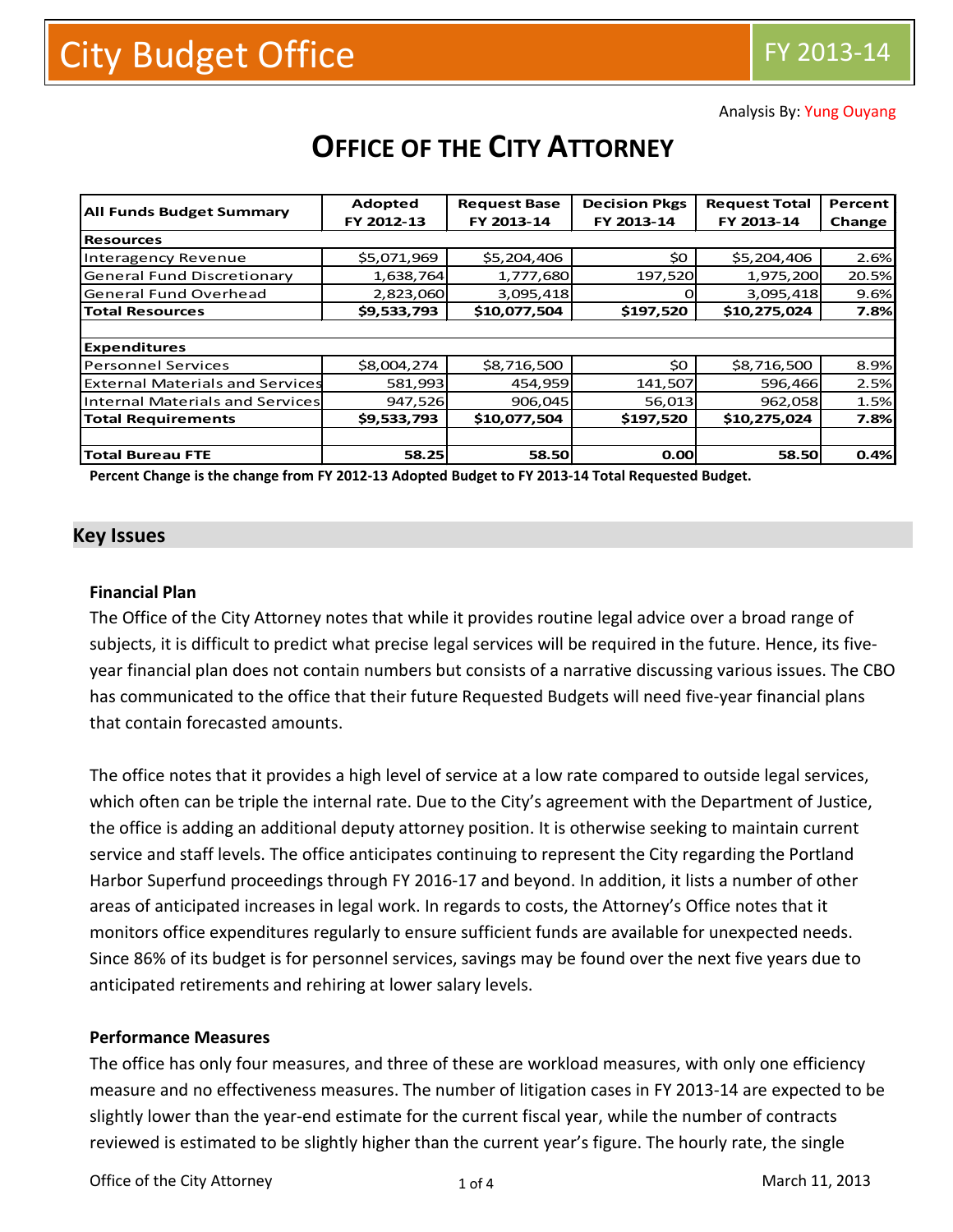# City Budget Office

FY 2013-14

Analysis By: Yung Ouyang

## OFFICE OF THE CITY ATTORNEY

| All Funds Budget Summary | Adopted FY 2012-13 | Request Base FY 2013-14 | Decision Pkgs FY 2013-14 | Request Total FY 2013-14 | Percent Change |
|---|---|---|---|---|---|
| **Resources** | | | | | |
| Interagency Revenue | $5,071,969 | $5,204,406 | $0 | $5,204,406 | 2.6% |
| General Fund Discretionary | 1,638,764 | 1,777,680 | 197,520 | 1,975,200 | 20.5% |
| General Fund Overhead | 2,823,060 | 3,095,418 | 0 | 3,095,418 | 9.6% |
| **Total Resources** | **$9,533,793** | **$10,077,504** | **$197,520** | **$10,275,024** | **7.8%** |
| | | | | | |
| **Expenditures** | | | | | |
| Personnel Services | $8,004,274 | $8,716,500 | $0 | $8,716,500 | 8.9% |
| External Materials and Services | 581,993 | 454,959 | 141,507 | 596,466 | 2.5% |
| Internal Materials and Services | 947,526 | 906,045 | 56,013 | 962,058 | 1.5% |
| **Total Requirements** | **$9,533,793** | **$10,077,504** | **$197,520** | **$10,275,024** | **7.8%** |
| | | | | | |
| **Total Bureau FTE** | **58.25** | **58.50** | **0.00** | **58.50** | **0.4%** |

**Percent Change is the change from FY 2012-13 Adopted Budget to FY 2013-14 Total Requested Budget.**

## Key Issues

### Financial Plan

The Office of the City Attorney notes that while it provides routine legal advice over a broad range of subjects, it is difficult to predict what precise legal services will be required in the future. Hence, its five-year financial plan does not contain numbers but consists of a narrative discussing various issues. The CBO has communicated to the office that their future Requested Budgets will need five-year financial plans that contain forecasted amounts.

The office notes that it provides a high level of service at a low rate compared to outside legal services, which often can be triple the internal rate. Due to the City's agreement with the Department of Justice, the office is adding an additional deputy attorney position. It is otherwise seeking to maintain current service and staff levels. The office anticipates continuing to represent the City regarding the Portland Harbor Superfund proceedings through FY 2016-17 and beyond. In addition, it lists a number of other areas of anticipated increases in legal work. In regards to costs, the Attorney's Office notes that it monitors office expenditures regularly to ensure sufficient funds are available for unexpected needs. Since 86% of its budget is for personnel services, savings may be found over the next five years due to anticipated retirements and rehiring at lower salary levels.

### Performance Measures

The office has only four measures, and three of these are workload measures, with only one efficiency measure and no effectiveness measures. The number of litigation cases in FY 2013-14 are expected to be slightly lower than the year-end estimate for the current fiscal year, while the number of contracts reviewed is estimated to be slightly higher than the current year's figure. The hourly rate, the single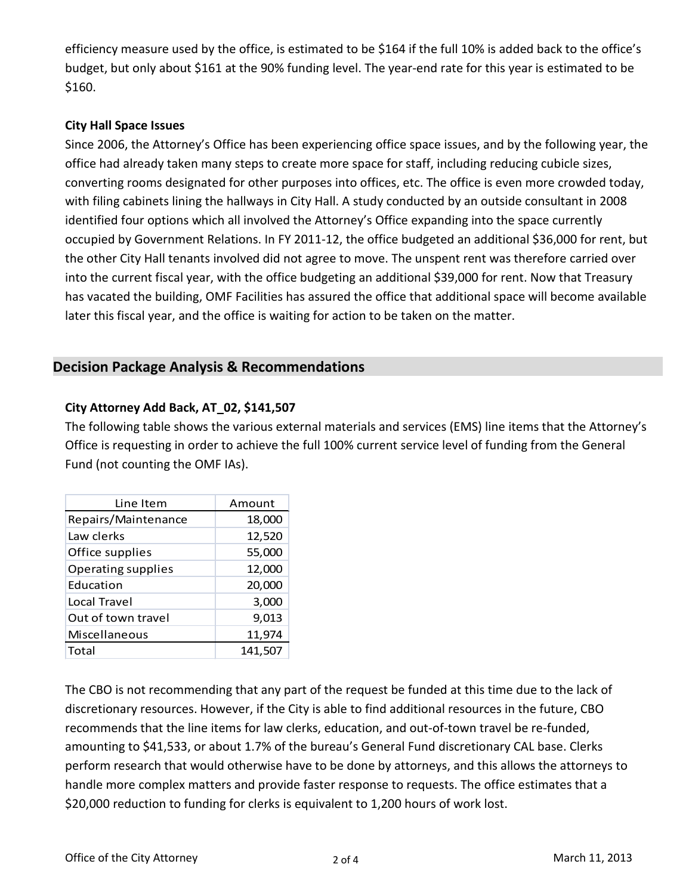efficiency measure used by the office, is estimated to be $164 if the full 10% is added back to the office's budget, but only about $161 at the 90% funding level. The year-end rate for this year is estimated to be $160.

**City Hall Space Issues**

Since 2006, the Attorney's Office has been experiencing office space issues, and by the following year, the office had already taken many steps to create more space for staff, including reducing cubicle sizes, converting rooms designated for other purposes into offices, etc. The office is even more crowded today, with filing cabinets lining the hallways in City Hall. A study conducted by an outside consultant in 2008 identified four options which all involved the Attorney's Office expanding into the space currently occupied by Government Relations. In FY 2011-12, the office budgeted an additional $36,000 for rent, but the other City Hall tenants involved did not agree to move. The unspent rent was therefore carried over into the current fiscal year, with the office budgeting an additional $39,000 for rent. Now that Treasury has vacated the building, OMF Facilities has assured the office that additional space will become available later this fiscal year, and the office is waiting for action to be taken on the matter.

## Decision Package Analysis & Recommendations

**City Attorney Add Back, AT_02, $141,507**

The following table shows the various external materials and services (EMS) line items that the Attorney's Office is requesting in order to achieve the full 100% current service level of funding from the General Fund (not counting the OMF IAs).

| Line Item | Amount |
|---|---|
| Repairs/Maintenance | 18,000 |
| Law clerks | 12,520 |
| Office supplies | 55,000 |
| Operating supplies | 12,000 |
| Education | 20,000 |
| Local Travel | 3,000 |
| Out of town travel | 9,013 |
| Miscellaneous | 11,974 |
| Total | 141,507 |

The CBO is not recommending that any part of the request be funded at this time due to the lack of discretionary resources. However, if the City is able to find additional resources in the future, CBO recommends that the line items for law clerks, education, and out-of-town travel be re-funded, amounting to $41,533, or about 1.7% of the bureau's General Fund discretionary CAL base. Clerks perform research that would otherwise have to be done by attorneys, and this allows the attorneys to handle more complex matters and provide faster response to requests. The office estimates that a $20,000 reduction to funding for clerks is equivalent to 1,200 hours of work lost.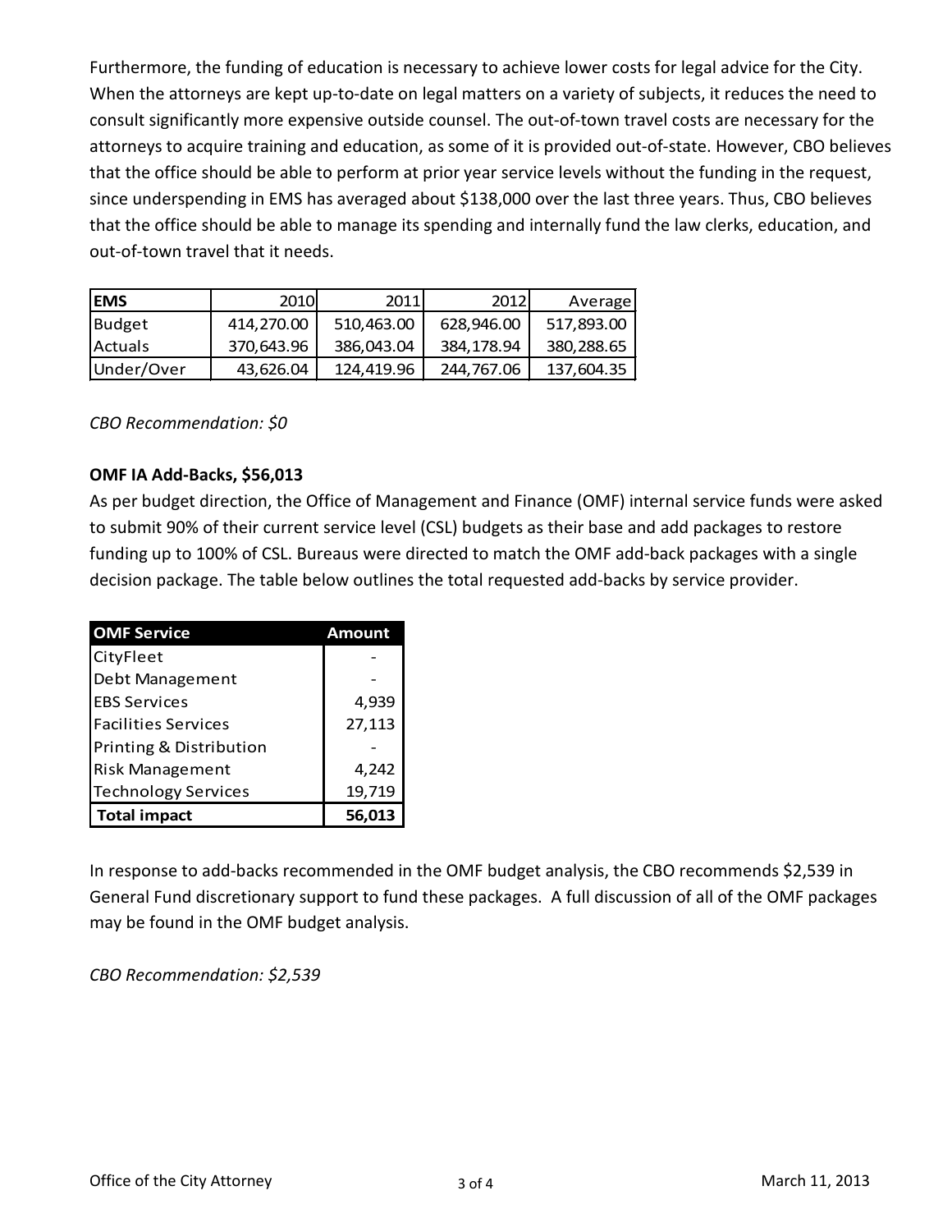Furthermore, the funding of education is necessary to achieve lower costs for legal advice for the City. When the attorneys are kept up-to-date on legal matters on a variety of subjects, it reduces the need to consult significantly more expensive outside counsel. The out-of-town travel costs are necessary for the attorneys to acquire training and education, as some of it is provided out-of-state. However, CBO believes that the office should be able to perform at prior year service levels without the funding in the request, since underspending in EMS has averaged about $138,000 over the last three years. Thus, CBO believes that the office should be able to manage its spending and internally fund the law clerks, education, and out-of-town travel that it needs.

| EMS | 2010 | 2011 | 2012 | Average |
|---|---|---|---|---|
| Budget | 414,270.00 | 510,463.00 | 628,946.00 | 517,893.00 |
| Actuals | 370,643.96 | 386,043.04 | 384,178.94 | 380,288.65 |
| Under/Over | 43,626.04 | 124,419.96 | 244,767.06 | 137,604.35 |

*CBO Recommendation: $0*

**OMF IA Add-Backs, $56,013**

As per budget direction, the Office of Management and Finance (OMF) internal service funds were asked to submit 90% of their current service level (CSL) budgets as their base and add packages to restore funding up to 100% of CSL. Bureaus were directed to match the OMF add-back packages with a single decision package. The table below outlines the total requested add-backs by service provider.

| OMF Service | Amount |
|---|---|
| CityFleet | - |
| Debt Management | - |
| EBS Services | 4,939 |
| Facilities Services | 27,113 |
| Printing & Distribution | - |
| Risk Management | 4,242 |
| Technology Services | 19,719 |
| **Total impact** | **56,013** |

In response to add-backs recommended in the OMF budget analysis, the CBO recommends $2,539 in General Fund discretionary support to fund these packages. A full discussion of all of the OMF packages may be found in the OMF budget analysis.

*CBO Recommendation: $2,539*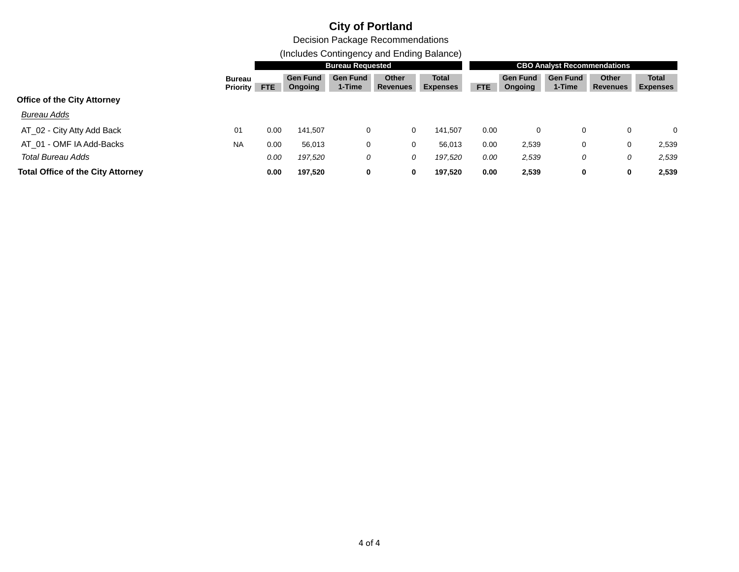# City of Portland

Decision Package Recommendations

(Includes Contingency and Ending Balance)

| | | Bureau Requested | | | | | CBO Analyst Recommendations | | | | |
|---|---|---|---|---|---|---|---|---|---|---|---|
| | Bureau Priority | FTE | Gen Fund Ongoing | Gen Fund 1-Time | Other Revenues | Total Expenses | FTE | Gen Fund Ongoing | Gen Fund 1-Time | Other Revenues | Total Expenses |
| **Office of the City Attorney** | | | | | | | | | | | |
| *Bureau Adds* | | | | | | | | | | | |
| AT_02 - City Atty Add Back | 01 | 0.00 | 141,507 | 0 | 0 | 141,507 | 0.00 | 0 | 0 | 0 | 0 |
| AT_01 - OMF IA Add-Backs | NA | 0.00 | 56,013 | 0 | 0 | 56,013 | 0.00 | 2,539 | 0 | 0 | 2,539 |
| *Total Bureau Adds* | | *0.00* | *197,520* | *0* | *0* | *197,520* | *0.00* | *2,539* | *0* | *0* | *2,539* |
| **Total Office of the City Attorney** | | **0.00** | **197,520** | **0** | **0** | **197,520** | **0.00** | **2,539** | **0** | **0** | **2,539** |